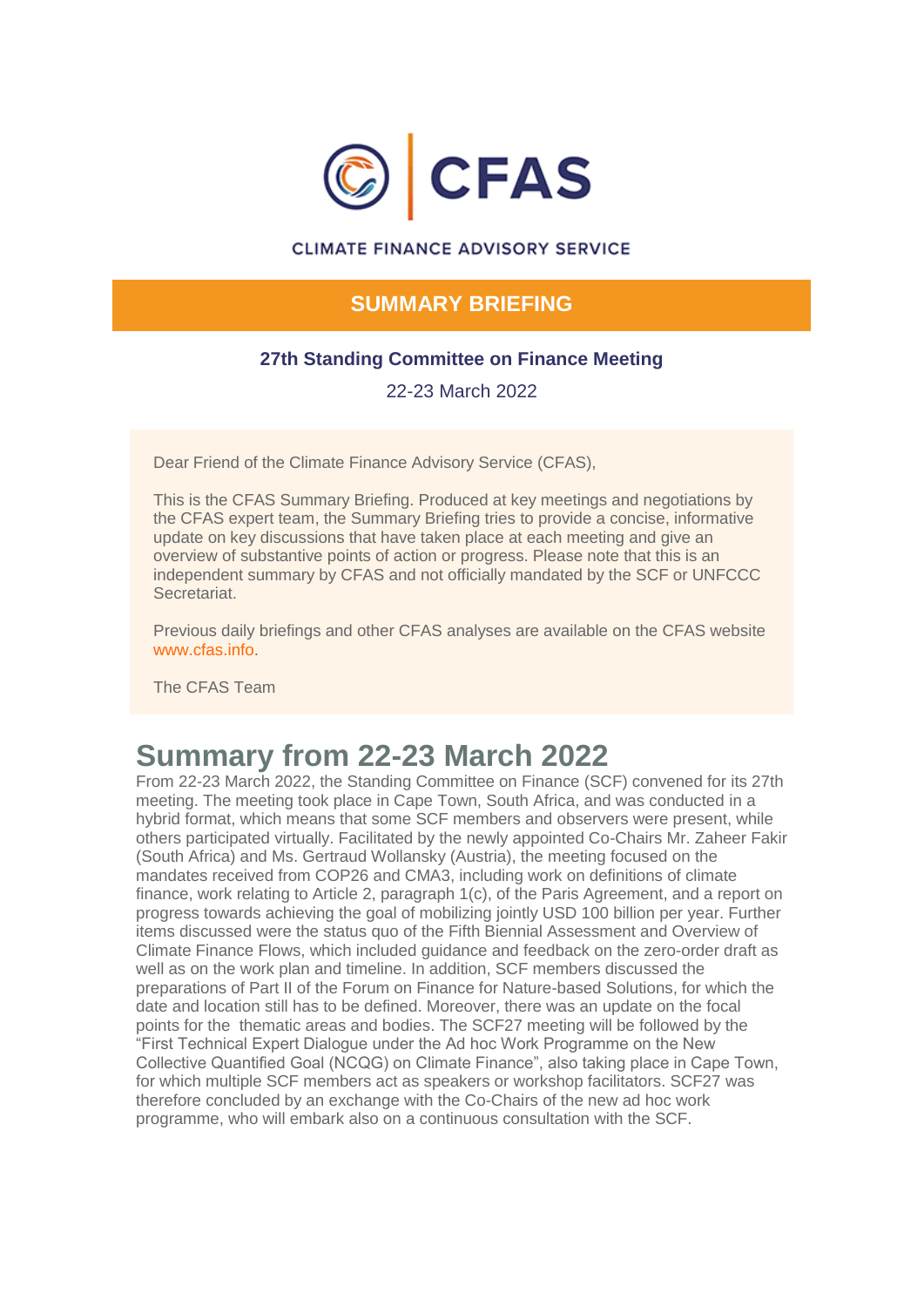# CFAS

CLIMATE FINANCE ADVISORY SERVICE

## SUMMARY BRIEFING

### 27th Standing Committee on Finance Meeting

22-23 March 2022

Dear Friend of the Climate Finance Advisory Service (CFAS),

This is the CFAS Summary Briefing. Produced at key meetings and negotiations by the CFAS expert team, the Summary Briefing tries to provide a concise, informative update on key discussions that have taken place at each meeting and give an overview of substantive points of action or progress. Please note that this is an independent summary by CFAS and not officially mandated by the SCF or UNFCCC Secretariat.

Previous daily briefings and other CFAS analyses are available on the CFAS website www.cfas.info.

The CFAS Team

# Summary from 22-23 March 2022

From 22-23 March 2022, the Standing Committee on Finance (SCF) convened for its 27th meeting. The meeting took place in Cape Town, South Africa, and was conducted in a hybrid format, which means that some SCF members and observers were present, while others participated virtually. Facilitated by the newly appointed Co-Chairs Mr. Zaheer Fakir (South Africa) and Ms. Gertraud Wollansky (Austria), the meeting focused on the mandates received from COP26 and CMA3, including work on definitions of climate finance, work relating to Article 2, paragraph 1(c), of the Paris Agreement, and a report on progress towards achieving the goal of mobilizing jointly USD 100 billion per year. Further items discussed were the status quo of the Fifth Biennial Assessment and Overview of Climate Finance Flows, which included guidance and feedback on the zero-order draft as well as on the work plan and timeline. In addition, SCF members discussed the preparations of Part II of the Forum on Finance for Nature-based Solutions, for which the date and location still has to be defined. Moreover, there was an update on the focal points for the thematic areas and bodies. The SCF27 meeting will be followed by the "First Technical Expert Dialogue under the Ad hoc Work Programme on the New Collective Quantified Goal (NCQG) on Climate Finance", also taking place in Cape Town, for which multiple SCF members act as speakers or workshop facilitators. SCF27 was therefore concluded by an exchange with the Co-Chairs of the new ad hoc work programme, who will embark also on a continuous consultation with the SCF.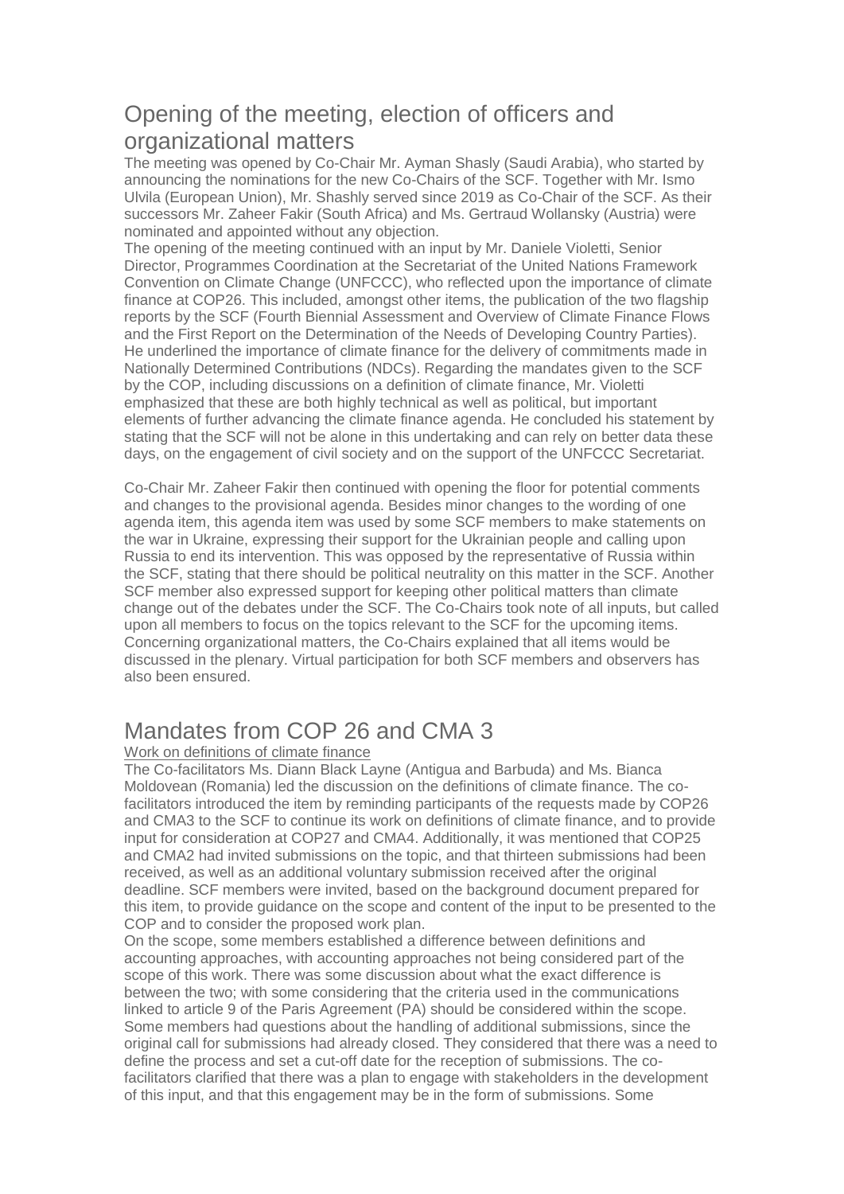## Opening of the meeting, election of officers and organizational matters

The meeting was opened by Co-Chair Mr. Ayman Shasly (Saudi Arabia), who started by announcing the nominations for the new Co-Chairs of the SCF. Together with Mr. Ismo Ulvila (European Union), Mr. Shashly served since 2019 as Co-Chair of the SCF. As their successors Mr. Zaheer Fakir (South Africa) and Ms. Gertraud Wollansky (Austria) were nominated and appointed without any objection.

The opening of the meeting continued with an input by Mr. Daniele Violetti, Senior Director, Programmes Coordination at the Secretariat of the United Nations Framework Convention on Climate Change (UNFCCC), who reflected upon the importance of climate finance at COP26. This included, amongst other items, the publication of the two flagship reports by the SCF (Fourth Biennial Assessment and Overview of Climate Finance Flows and the First Report on the Determination of the Needs of Developing Country Parties). He underlined the importance of climate finance for the delivery of commitments made in Nationally Determined Contributions (NDCs). Regarding the mandates given to the SCF by the COP, including discussions on a definition of climate finance, Mr. Violetti emphasized that these are both highly technical as well as political, but important elements of further advancing the climate finance agenda. He concluded his statement by stating that the SCF will not be alone in this undertaking and can rely on better data these days, on the engagement of civil society and on the support of the UNFCCC Secretariat.

Co-Chair Mr. Zaheer Fakir then continued with opening the floor for potential comments and changes to the provisional agenda. Besides minor changes to the wording of one agenda item, this agenda item was used by some SCF members to make statements on the war in Ukraine, expressing their support for the Ukrainian people and calling upon Russia to end its intervention. This was opposed by the representative of Russia within the SCF, stating that there should be political neutrality on this matter in the SCF. Another SCF member also expressed support for keeping other political matters than climate change out of the debates under the SCF. The Co-Chairs took note of all inputs, but called upon all members to focus on the topics relevant to the SCF for the upcoming items. Concerning organizational matters, the Co-Chairs explained that all items would be discussed in the plenary. Virtual participation for both SCF members and observers has also been ensured.

## Mandates from COP 26 and CMA 3

Work on definitions of climate finance

The Co-facilitators Ms. Diann Black Layne (Antigua and Barbuda) and Ms. Bianca Moldovean (Romania) led the discussion on the definitions of climate finance. The co-facilitators introduced the item by reminding participants of the requests made by COP26 and CMA3 to the SCF to continue its work on definitions of climate finance, and to provide input for consideration at COP27 and CMA4. Additionally, it was mentioned that COP25 and CMA2 had invited submissions on the topic, and that thirteen submissions had been received, as well as an additional voluntary submission received after the original deadline. SCF members were invited, based on the background document prepared for this item, to provide guidance on the scope and content of the input to be presented to the COP and to consider the proposed work plan.

On the scope, some members established a difference between definitions and accounting approaches, with accounting approaches not being considered part of the scope of this work. There was some discussion about what the exact difference is between the two; with some considering that the criteria used in the communications linked to article 9 of the Paris Agreement (PA) should be considered within the scope. Some members had questions about the handling of additional submissions, since the original call for submissions had already closed. They considered that there was a need to define the process and set a cut-off date for the reception of submissions. The co-facilitators clarified that there was a plan to engage with stakeholders in the development of this input, and that this engagement may be in the form of submissions. Some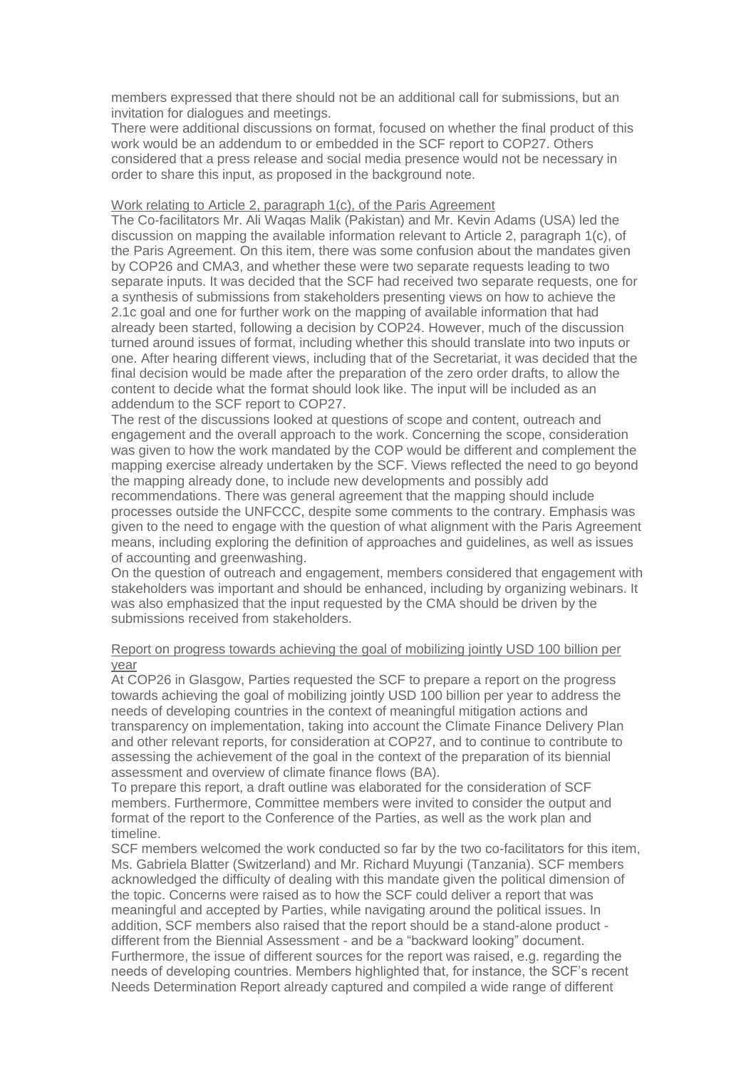members expressed that there should not be an additional call for submissions, but an invitation for dialogues and meetings.
There were additional discussions on format, focused on whether the final product of this work would be an addendum to or embedded in the SCF report to COP27. Others considered that a press release and social media presence would not be necessary in order to share this input, as proposed in the background note.

Work relating to Article 2, paragraph 1(c), of the Paris Agreement
The Co-facilitators Mr. Ali Waqas Malik (Pakistan) and Mr. Kevin Adams (USA) led the discussion on mapping the available information relevant to Article 2, paragraph 1(c), of the Paris Agreement. On this item, there was some confusion about the mandates given by COP26 and CMA3, and whether these were two separate requests leading to two separate inputs. It was decided that the SCF had received two separate requests, one for a synthesis of submissions from stakeholders presenting views on how to achieve the 2.1c goal and one for further work on the mapping of available information that had already been started, following a decision by COP24. However, much of the discussion turned around issues of format, including whether this should translate into two inputs or one. After hearing different views, including that of the Secretariat, it was decided that the final decision would be made after the preparation of the zero order drafts, to allow the content to decide what the format should look like. The input will be included as an addendum to the SCF report to COP27.
The rest of the discussions looked at questions of scope and content, outreach and engagement and the overall approach to the work. Concerning the scope, consideration was given to how the work mandated by the COP would be different and complement the mapping exercise already undertaken by the SCF. Views reflected the need to go beyond the mapping already done, to include new developments and possibly add recommendations. There was general agreement that the mapping should include processes outside the UNFCCC, despite some comments to the contrary. Emphasis was given to the need to engage with the question of what alignment with the Paris Agreement means, including exploring the definition of approaches and guidelines, as well as issues of accounting and greenwashing.
On the question of outreach and engagement, members considered that engagement with stakeholders was important and should be enhanced, including by organizing webinars. It was also emphasized that the input requested by the CMA should be driven by the submissions received from stakeholders.

Report on progress towards achieving the goal of mobilizing jointly USD 100 billion per year
At COP26 in Glasgow, Parties requested the SCF to prepare a report on the progress towards achieving the goal of mobilizing jointly USD 100 billion per year to address the needs of developing countries in the context of meaningful mitigation actions and transparency on implementation, taking into account the Climate Finance Delivery Plan and other relevant reports, for consideration at COP27, and to continue to contribute to assessing the achievement of the goal in the context of the preparation of its biennial assessment and overview of climate finance flows (BA).
To prepare this report, a draft outline was elaborated for the consideration of SCF members. Furthermore, Committee members were invited to consider the output and format of the report to the Conference of the Parties, as well as the work plan and timeline.
SCF members welcomed the work conducted so far by the two co-facilitators for this item, Ms. Gabriela Blatter (Switzerland) and Mr. Richard Muyungi (Tanzania). SCF members acknowledged the difficulty of dealing with this mandate given the political dimension of the topic. Concerns were raised as to how the SCF could deliver a report that was meaningful and accepted by Parties, while navigating around the political issues. In addition, SCF members also raised that the report should be a stand-alone product - different from the Biennial Assessment - and be a "backward looking" document. Furthermore, the issue of different sources for the report was raised, e.g. regarding the needs of developing countries. Members highlighted that, for instance, the SCF's recent Needs Determination Report already captured and compiled a wide range of different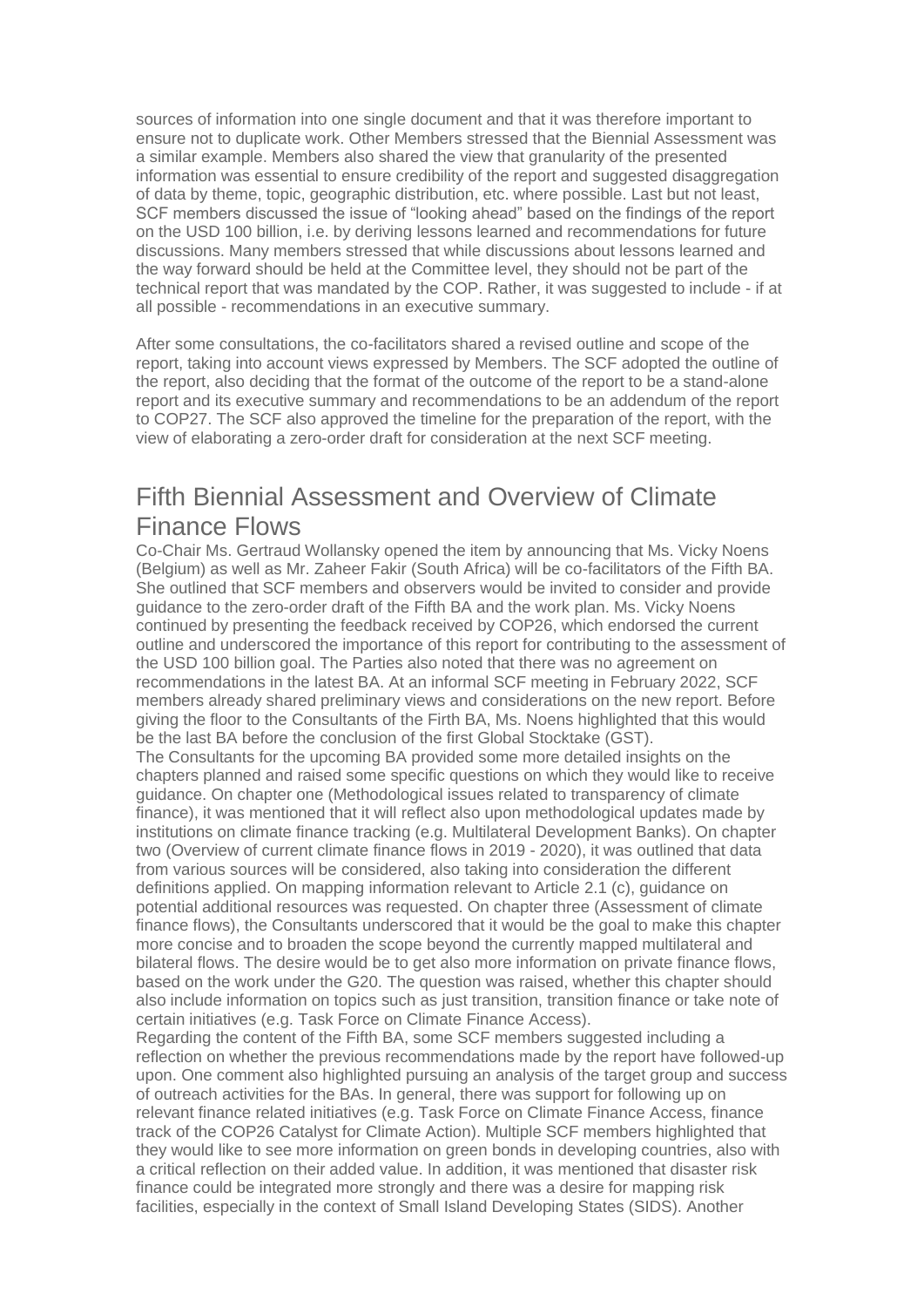sources of information into one single document and that it was therefore important to ensure not to duplicate work. Other Members stressed that the Biennial Assessment was a similar example. Members also shared the view that granularity of the presented information was essential to ensure credibility of the report and suggested disaggregation of data by theme, topic, geographic distribution, etc. where possible. Last but not least, SCF members discussed the issue of "looking ahead" based on the findings of the report on the USD 100 billion, i.e. by deriving lessons learned and recommendations for future discussions. Many members stressed that while discussions about lessons learned and the way forward should be held at the Committee level, they should not be part of the technical report that was mandated by the COP. Rather, it was suggested to include - if at all possible - recommendations in an executive summary.

After some consultations, the co-facilitators shared a revised outline and scope of the report, taking into account views expressed by Members. The SCF adopted the outline of the report, also deciding that the format of the outcome of the report to be a stand-alone report and its executive summary and recommendations to be an addendum of the report to COP27. The SCF also approved the timeline for the preparation of the report, with the view of elaborating a zero-order draft for consideration at the next SCF meeting.

## Fifth Biennial Assessment and Overview of Climate Finance Flows

Co-Chair Ms. Gertraud Wollansky opened the item by announcing that Ms. Vicky Noens (Belgium) as well as Mr. Zaheer Fakir (South Africa) will be co-facilitators of the Fifth BA. She outlined that SCF members and observers would be invited to consider and provide guidance to the zero-order draft of the Fifth BA and the work plan. Ms. Vicky Noens continued by presenting the feedback received by COP26, which endorsed the current outline and underscored the importance of this report for contributing to the assessment of the USD 100 billion goal. The Parties also noted that there was no agreement on recommendations in the latest BA. At an informal SCF meeting in February 2022, SCF members already shared preliminary views and considerations on the new report. Before giving the floor to the Consultants of the Firth BA, Ms. Noens highlighted that this would be the last BA before the conclusion of the first Global Stocktake (GST).

The Consultants for the upcoming BA provided some more detailed insights on the chapters planned and raised some specific questions on which they would like to receive guidance. On chapter one (Methodological issues related to transparency of climate finance), it was mentioned that it will reflect also upon methodological updates made by institutions on climate finance tracking (e.g. Multilateral Development Banks). On chapter two (Overview of current climate finance flows in 2019 - 2020), it was outlined that data from various sources will be considered, also taking into consideration the different definitions applied. On mapping information relevant to Article 2.1 (c), guidance on potential additional resources was requested. On chapter three (Assessment of climate finance flows), the Consultants underscored that it would be the goal to make this chapter more concise and to broaden the scope beyond the currently mapped multilateral and bilateral flows. The desire would be to get also more information on private finance flows, based on the work under the G20. The question was raised, whether this chapter should also include information on topics such as just transition, transition finance or take note of certain initiatives (e.g. Task Force on Climate Finance Access).

Regarding the content of the Fifth BA, some SCF members suggested including a reflection on whether the previous recommendations made by the report have followed-up upon. One comment also highlighted pursuing an analysis of the target group and success of outreach activities for the BAs. In general, there was support for following up on relevant finance related initiatives (e.g. Task Force on Climate Finance Access, finance track of the COP26 Catalyst for Climate Action). Multiple SCF members highlighted that they would like to see more information on green bonds in developing countries, also with a critical reflection on their added value. In addition, it was mentioned that disaster risk finance could be integrated more strongly and there was a desire for mapping risk facilities, especially in the context of Small Island Developing States (SIDS). Another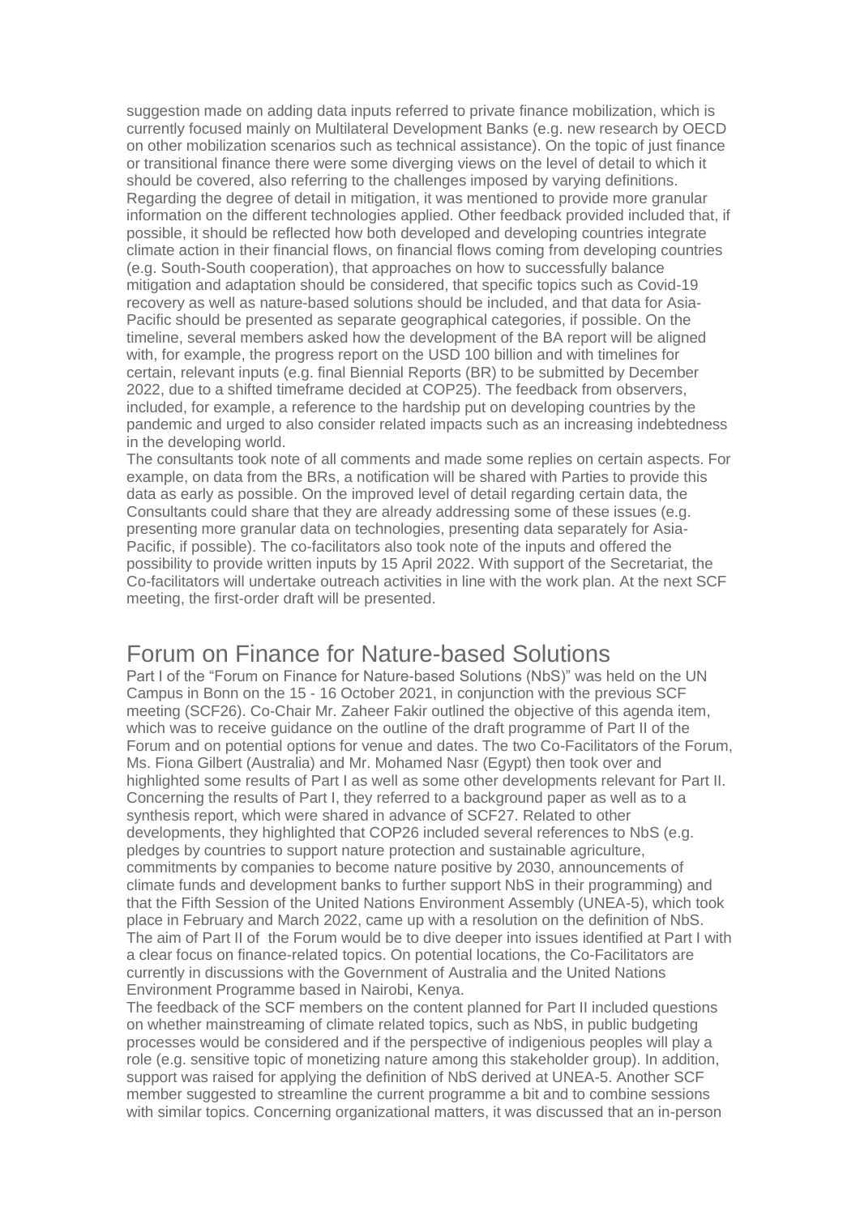suggestion made on adding data inputs referred to private finance mobilization, which is currently focused mainly on Multilateral Development Banks (e.g. new research by OECD on other mobilization scenarios such as technical assistance). On the topic of just finance or transitional finance there were some diverging views on the level of detail to which it should be covered, also referring to the challenges imposed by varying definitions. Regarding the degree of detail in mitigation, it was mentioned to provide more granular information on the different technologies applied. Other feedback provided included that, if possible, it should be reflected how both developed and developing countries integrate climate action in their financial flows, on financial flows coming from developing countries (e.g. South-South cooperation), that approaches on how to successfully balance mitigation and adaptation should be considered, that specific topics such as Covid-19 recovery as well as nature-based solutions should be included, and that data for Asia-Pacific should be presented as separate geographical categories, if possible. On the timeline, several members asked how the development of the BA report will be aligned with, for example, the progress report on the USD 100 billion and with timelines for certain, relevant inputs (e.g. final Biennial Reports (BR) to be submitted by December 2022, due to a shifted timeframe decided at COP25). The feedback from observers, included, for example, a reference to the hardship put on developing countries by the pandemic and urged to also consider related impacts such as an increasing indebtedness in the developing world.

The consultants took note of all comments and made some replies on certain aspects. For example, on data from the BRs, a notification will be shared with Parties to provide this data as early as possible. On the improved level of detail regarding certain data, the Consultants could share that they are already addressing some of these issues (e.g. presenting more granular data on technologies, presenting data separately for Asia-Pacific, if possible). The co-facilitators also took note of the inputs and offered the possibility to provide written inputs by 15 April 2022. With support of the Secretariat, the Co-facilitators will undertake outreach activities in line with the work plan. At the next SCF meeting, the first-order draft will be presented.

## Forum on Finance for Nature-based Solutions

Part I of the "Forum on Finance for Nature-based Solutions (NbS)" was held on the UN Campus in Bonn on the 15 - 16 October 2021, in conjunction with the previous SCF meeting (SCF26). Co-Chair Mr. Zaheer Fakir outlined the objective of this agenda item, which was to receive guidance on the outline of the draft programme of Part II of the Forum and on potential options for venue and dates. The two Co-Facilitators of the Forum, Ms. Fiona Gilbert (Australia) and Mr. Mohamed Nasr (Egypt) then took over and highlighted some results of Part I as well as some other developments relevant for Part II. Concerning the results of Part I, they referred to a background paper as well as to a synthesis report, which were shared in advance of SCF27. Related to other developments, they highlighted that COP26 included several references to NbS (e.g. pledges by countries to support nature protection and sustainable agriculture, commitments by companies to become nature positive by 2030, announcements of climate funds and development banks to further support NbS in their programming) and that the Fifth Session of the United Nations Environment Assembly (UNEA-5), which took place in February and March 2022, came up with a resolution on the definition of NbS. The aim of Part II of the Forum would be to dive deeper into issues identified at Part I with a clear focus on finance-related topics. On potential locations, the Co-Facilitators are currently in discussions with the Government of Australia and the United Nations Environment Programme based in Nairobi, Kenya.

The feedback of the SCF members on the content planned for Part II included questions on whether mainstreaming of climate related topics, such as NbS, in public budgeting processes would be considered and if the perspective of indigenious peoples will play a role (e.g. sensitive topic of monetizing nature among this stakeholder group). In addition, support was raised for applying the definition of NbS derived at UNEA-5. Another SCF member suggested to streamline the current programme a bit and to combine sessions with similar topics. Concerning organizational matters, it was discussed that an in-person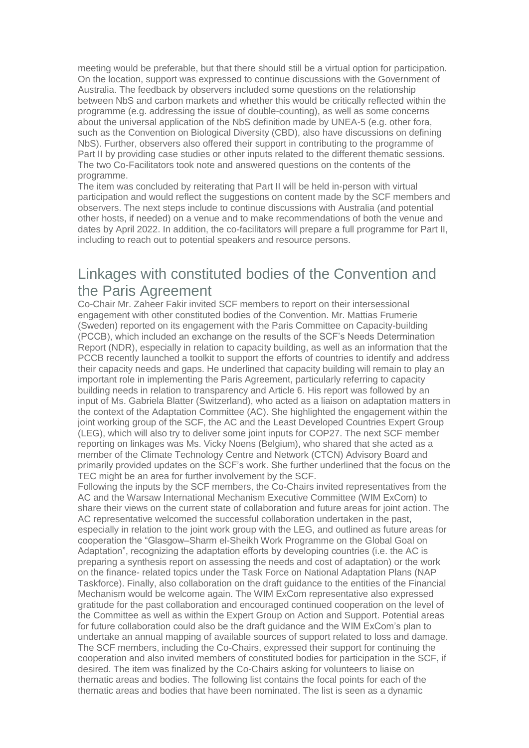meeting would be preferable, but that there should still be a virtual option for participation. On the location, support was expressed to continue discussions with the Government of Australia. The feedback by observers included some questions on the relationship between NbS and carbon markets and whether this would be critically reflected within the programme (e.g. addressing the issue of double-counting), as well as some concerns about the universal application of the NbS definition made by UNEA-5 (e.g. other fora, such as the Convention on Biological Diversity (CBD), also have discussions on defining NbS). Further, observers also offered their support in contributing to the programme of Part II by providing case studies or other inputs related to the different thematic sessions. The two Co-Facilitators took note and answered questions on the contents of the programme.

The item was concluded by reiterating that Part II will be held in-person with virtual participation and would reflect the suggestions on content made by the SCF members and observers. The next steps include to continue discussions with Australia (and potential other hosts, if needed) on a venue and to make recommendations of both the venue and dates by April 2022. In addition, the co-facilitators will prepare a full programme for Part II, including to reach out to potential speakers and resource persons.

## Linkages with constituted bodies of the Convention and the Paris Agreement

Co-Chair Mr. Zaheer Fakir invited SCF members to report on their intersessional engagement with other constituted bodies of the Convention. Mr. Mattias Frumerie (Sweden) reported on its engagement with the Paris Committee on Capacity-building (PCCB), which included an exchange on the results of the SCF's Needs Determination Report (NDR), especially in relation to capacity building, as well as an information that the PCCB recently launched a toolkit to support the efforts of countries to identify and address their capacity needs and gaps. He underlined that capacity building will remain to play an important role in implementing the Paris Agreement, particularly referring to capacity building needs in relation to transparency and Article 6. His report was followed by an input of Ms. Gabriela Blatter (Switzerland), who acted as a liaison on adaptation matters in the context of the Adaptation Committee (AC). She highlighted the engagement within the joint working group of the SCF, the AC and the Least Developed Countries Expert Group (LEG), which will also try to deliver some joint inputs for COP27. The next SCF member reporting on linkages was Ms. Vicky Noens (Belgium), who shared that she acted as a member of the Climate Technology Centre and Network (CTCN) Advisory Board and primarily provided updates on the SCF's work. She further underlined that the focus on the TEC might be an area for further involvement by the SCF.

Following the inputs by the SCF members, the Co-Chairs invited representatives from the AC and the Warsaw International Mechanism Executive Committee (WIM ExCom) to share their views on the current state of collaboration and future areas for joint action. The AC representative welcomed the successful collaboration undertaken in the past, especially in relation to the joint work group with the LEG, and outlined as future areas for cooperation the "Glasgow–Sharm el-Sheikh Work Programme on the Global Goal on Adaptation", recognizing the adaptation efforts by developing countries (i.e. the AC is preparing a synthesis report on assessing the needs and cost of adaptation) or the work on the finance- related topics under the Task Force on National Adaptation Plans (NAP Taskforce). Finally, also collaboration on the draft guidance to the entities of the Financial Mechanism would be welcome again. The WIM ExCom representative also expressed gratitude for the past collaboration and encouraged continued cooperation on the level of the Committee as well as within the Expert Group on Action and Support. Potential areas for future collaboration could also be the draft guidance and the WIM ExCom's plan to undertake an annual mapping of available sources of support related to loss and damage. The SCF members, including the Co-Chairs, expressed their support for continuing the cooperation and also invited members of constituted bodies for participation in the SCF, if desired. The item was finalized by the Co-Chairs asking for volunteers to liaise on thematic areas and bodies. The following list contains the focal points for each of the thematic areas and bodies that have been nominated. The list is seen as a dynamic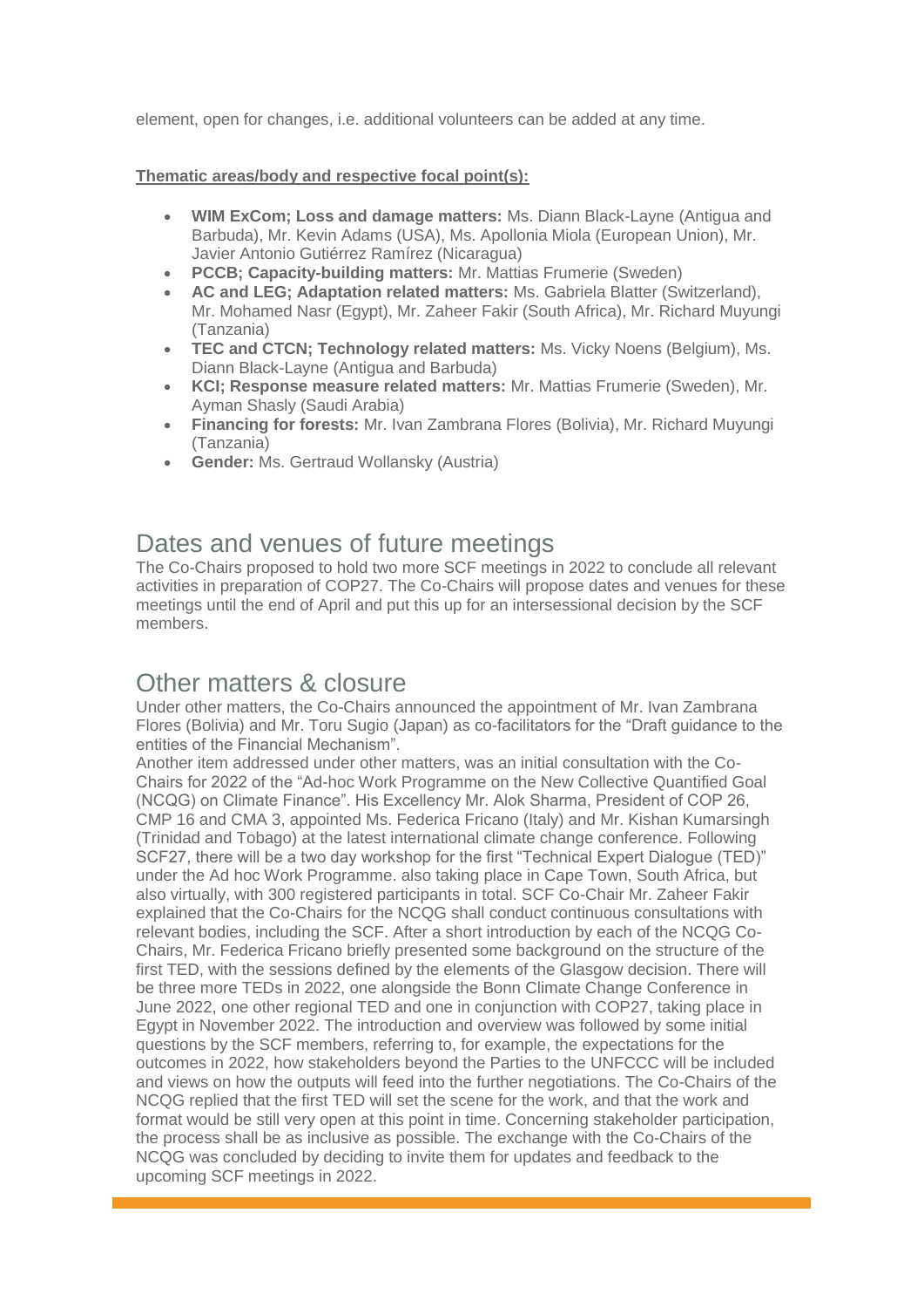element, open for changes, i.e. additional volunteers can be added at any time.

**Thematic areas/body and respective focal point(s):**

- **WIM ExCom; Loss and damage matters:** Ms. Diann Black-Layne (Antigua and Barbuda), Mr. Kevin Adams (USA), Ms. Apollonia Miola (European Union), Mr. Javier Antonio Gutiérrez Ramírez (Nicaragua)
- **PCCB; Capacity-building matters:** Mr. Mattias Frumerie (Sweden)
- **AC and LEG; Adaptation related matters:** Ms. Gabriela Blatter (Switzerland), Mr. Mohamed Nasr (Egypt), Mr. Zaheer Fakir (South Africa), Mr. Richard Muyungi (Tanzania)
- **TEC and CTCN; Technology related matters:** Ms. Vicky Noens (Belgium), Ms. Diann Black-Layne (Antigua and Barbuda)
- **KCI; Response measure related matters:** Mr. Mattias Frumerie (Sweden), Mr. Ayman Shasly (Saudi Arabia)
- **Financing for forests:** Mr. Ivan Zambrana Flores (Bolivia), Mr. Richard Muyungi (Tanzania)
- **Gender:** Ms. Gertraud Wollansky (Austria)

## Dates and venues of future meetings

The Co-Chairs proposed to hold two more SCF meetings in 2022 to conclude all relevant activities in preparation of COP27. The Co-Chairs will propose dates and venues for these meetings until the end of April and put this up for an intersessional decision by the SCF members.

## Other matters & closure

Under other matters, the Co-Chairs announced the appointment of Mr. Ivan Zambrana Flores (Bolivia) and Mr. Toru Sugio (Japan) as co-facilitators for the "Draft guidance to the entities of the Financial Mechanism".

Another item addressed under other matters, was an initial consultation with the Co-Chairs for 2022 of the "Ad-hoc Work Programme on the New Collective Quantified Goal (NCQG) on Climate Finance". His Excellency Mr. Alok Sharma, President of COP 26, CMP 16 and CMA 3, appointed Ms. Federica Fricano (Italy) and Mr. Kishan Kumarsingh (Trinidad and Tobago) at the latest international climate change conference. Following SCF27, there will be a two day workshop for the first "Technical Expert Dialogue (TED)" under the Ad hoc Work Programme. also taking place in Cape Town, South Africa, but also virtually, with 300 registered participants in total. SCF Co-Chair Mr. Zaheer Fakir explained that the Co-Chairs for the NCQG shall conduct continuous consultations with relevant bodies, including the SCF. After a short introduction by each of the NCQG Co-Chairs, Mr. Federica Fricano briefly presented some background on the structure of the first TED, with the sessions defined by the elements of the Glasgow decision. There will be three more TEDs in 2022, one alongside the Bonn Climate Change Conference in June 2022, one other regional TED and one in conjunction with COP27, taking place in Egypt in November 2022. The introduction and overview was followed by some initial questions by the SCF members, referring to, for example, the expectations for the outcomes in 2022, how stakeholders beyond the Parties to the UNFCCC will be included and views on how the outputs will feed into the further negotiations. The Co-Chairs of the NCQG replied that the first TED will set the scene for the work, and that the work and format would be still very open at this point in time. Concerning stakeholder participation, the process shall be as inclusive as possible. The exchange with the Co-Chairs of the NCQG was concluded by deciding to invite them for updates and feedback to the upcoming SCF meetings in 2022.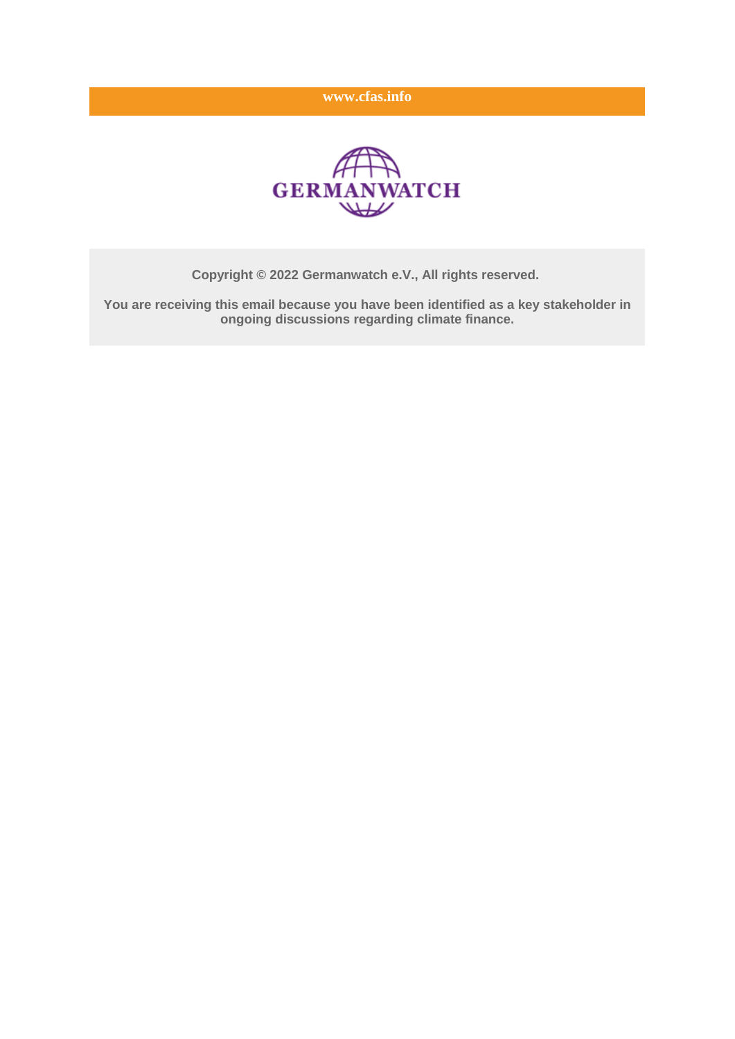www.cfas.info

GERMANWATCH

**Copyright © 2022 Germanwatch e.V., All rights reserved.**

**You are receiving this email because you have been identified as a key stakeholder in ongoing discussions regarding climate finance.**